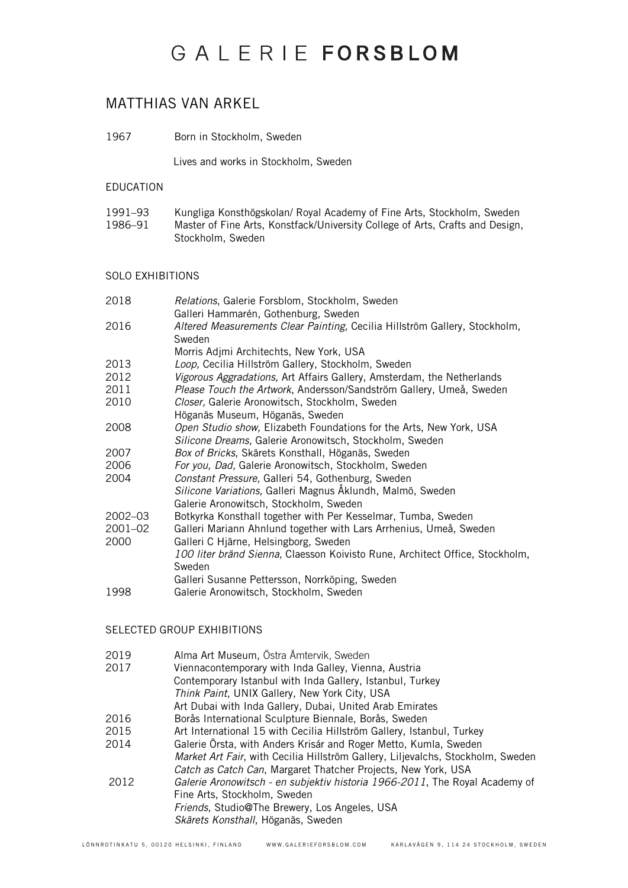# GALERIE **FORSBLOM**

## MATTHIAS VAN ARKEL

1967 Born in Stockholm, Sweden

Lives and works in Stockholm, Sweden

### EDUCATION

1991–93 Kungliga Konsthögskolan/ Royal Academy of Fine Arts, Stockholm, Sweden
1986–91 Master of Fine Arts, Konstfack/University College of Arts, Crafts and Design, Stockholm, Sweden

### SOLO EXHIBITIONS

2018 *Relations*, Galerie Forsblom, Stockholm, Sweden
Galleri Hammarén, Gothenburg, Sweden
2016 *Altered Measurements Clear Painting,* Cecilia Hillström Gallery, Stockholm, Sweden
Morris Adjmi Architechts, New York, USA
2013 *Loop,* Cecilia Hillström Gallery, Stockholm, Sweden
2012 *Vigorous Aggradations,* Art Affairs Gallery, Amsterdam, the Netherlands
2011 *Please Touch the Artwork*, Andersson/Sandström Gallery, Umeå, Sweden
2010 *Closer,* Galerie Aronowitsch, Stockholm, Sweden
Höganäs Museum, Höganäs, Sweden
2008 *Open Studio show,* Elizabeth Foundations for the Arts, New York, USA
*Silicone Dreams,* Galerie Aronowitsch, Stockholm, Sweden
2007 *Box of Bricks,* Skärets Konsthall, Höganäs, Sweden
2006 *For you, Dad,* Galerie Aronowitsch, Stockholm, Sweden
2004 *Constant Pressure,* Galleri 54, Gothenburg, Sweden
*Silicone Variations,* Galleri Magnus Åklundh, Malmö, Sweden
Galerie Aronowitsch, Stockholm, Sweden
2002–03 Botkyrka Konsthall together with Per Kesselmar, Tumba, Sweden
2001–02 Galleri Mariann Ahnlund together with Lars Arrhenius, Umeå, Sweden
2000 Galleri C Hjärne, Helsingborg, Sweden
*100 liter bränd Sienna,* Claesson Koivisto Rune, Architect Office, Stockholm, Sweden
Galleri Susanne Pettersson, Norrköping, Sweden
1998 Galerie Aronowitsch, Stockholm, Sweden

### SELECTED GROUP EXHIBITIONS

2019 Alma Art Museum, Östra Ämtervik, Sweden
2017 Viennacontemporary with Inda Galley, Vienna, Austria
Contemporary Istanbul with Inda Gallery, Istanbul, Turkey
*Think Paint*, UNIX Gallery, New York City, USA
Art Dubai with Inda Gallery, Dubai, United Arab Emirates
2016 Borås International Sculpture Biennale, Borås, Sweden
2015 Art International 15 with Cecilia Hillström Gallery, Istanbul, Turkey
2014 Galerie Örsta, with Anders Krisár and Roger Metto, Kumla, Sweden
*Market Art Fair*, with Cecilia Hillström Gallery, Liljevalchs, Stockholm, Sweden
*Catch as Catch Can*, Margaret Thatcher Projects, New York, USA
2012 *Galerie Aronowitsch - en subjektiv historia 1966-2011*, The Royal Academy of Fine Arts, Stockholm, Sweden
*Friends*, Studio@The Brewery, Los Angeles, USA
*Skärets Konsthall*, Höganäs, Sweden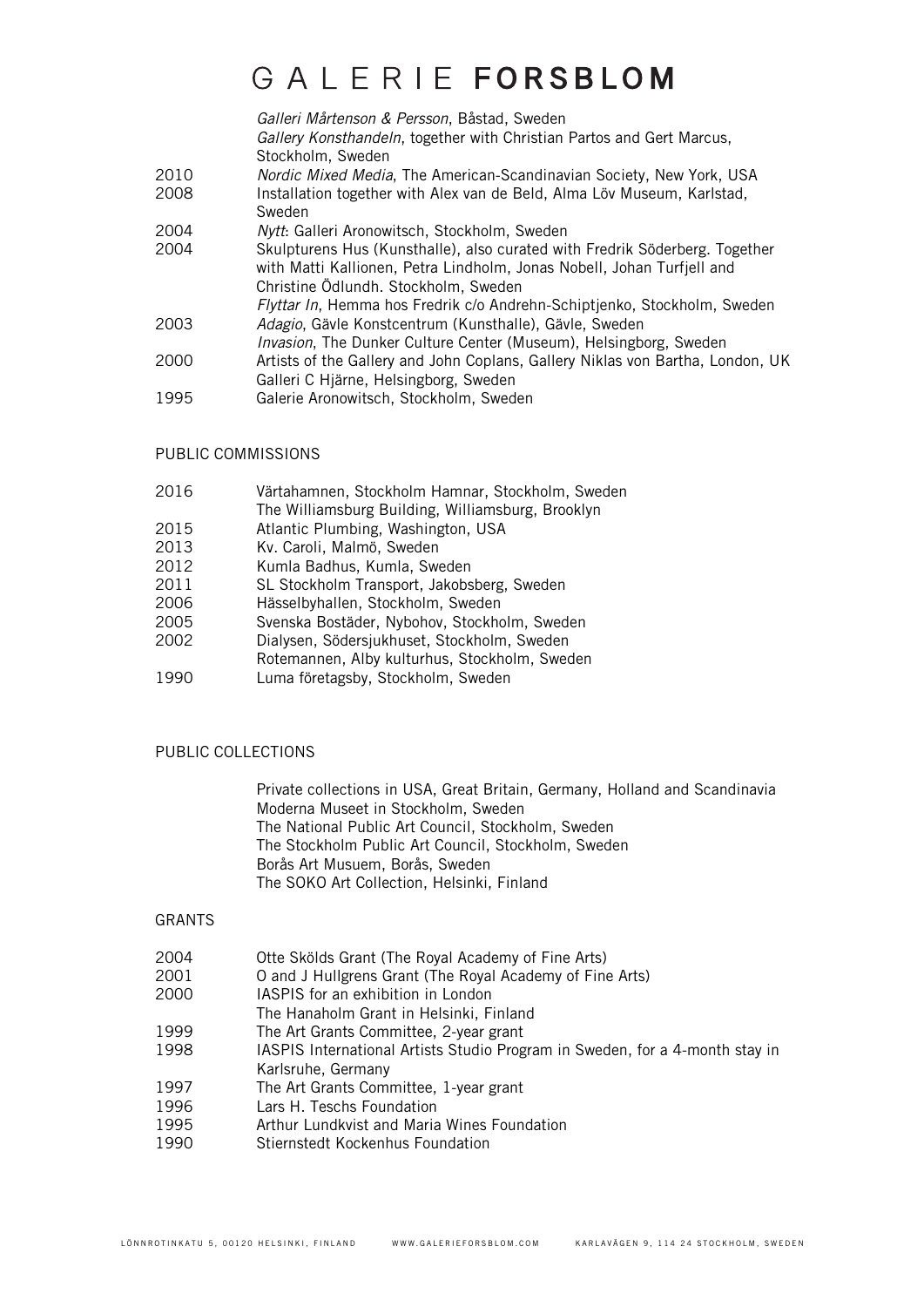| | |
|---|---|
| | *Galleri Mårtenson & Persson*, Båstad, Sweden |
| | *Gallery Konsthandeln*, together with Christian Partos and Gert Marcus, Stockholm, Sweden |
| 2010 | *Nordic Mixed Media*, The American-Scandinavian Society, New York, USA |
| 2008 | Installation together with Alex van de Beld, Alma Löv Museum, Karlstad, Sweden |
| 2004 | *Nytt*: Galleri Aronowitsch, Stockholm, Sweden |
| 2004 | Skulpturens Hus (Kunsthalle), also curated with Fredrik Söderberg. Together with Matti Kallionen, Petra Lindholm, Jonas Nobell, Johan Turfjell and Christine Ödlundh. Stockholm, Sweden |
| | *Flyttar In*, Hemma hos Fredrik c/o Andrehn-Schiptjenko, Stockholm, Sweden |
| 2003 | *Adagio*, Gävle Konstcentrum (Kunsthalle), Gävle, Sweden |
| | *Invasion*, The Dunker Culture Center (Museum), Helsingborg, Sweden |
| 2000 | Artists of the Gallery and John Coplans, Gallery Niklas von Bartha, London, UK |
| | Galleri C Hjärne, Helsingborg, Sweden |
| 1995 | Galerie Aronowitsch, Stockholm, Sweden |

## PUBLIC COMMISSIONS

| | |
|---|---|
| 2016 | Värtahamnen, Stockholm Hamnar, Stockholm, Sweden |
| | The Williamsburg Building, Williamsburg, Brooklyn |
| 2015 | Atlantic Plumbing, Washington, USA |
| 2013 | Kv. Caroli, Malmö, Sweden |
| 2012 | Kumla Badhus, Kumla, Sweden |
| 2011 | SL Stockholm Transport, Jakobsberg, Sweden |
| 2006 | Hässelbyhallen, Stockholm, Sweden |
| 2005 | Svenska Bostäder, Nybohov, Stockholm, Sweden |
| 2002 | Dialysen, Södersjukhuset, Stockholm, Sweden |
| | Rotemannen, Alby kulturhus, Stockholm, Sweden |
| 1990 | Luma företagsby, Stockholm, Sweden |

## PUBLIC COLLECTIONS

Private collections in USA, Great Britain, Germany, Holland and Scandinavia
Moderna Museet in Stockholm, Sweden
The National Public Art Council, Stockholm, Sweden
The Stockholm Public Art Council, Stockholm, Sweden
Borås Art Musuem, Borås, Sweden
The SOKO Art Collection, Helsinki, Finland

## GRANTS

| | |
|---|---|
| 2004 | Otte Skölds Grant (The Royal Academy of Fine Arts) |
| 2001 | O and J Hullgrens Grant (The Royal Academy of Fine Arts) |
| 2000 | IASPIS for an exhibition in London |
| | The Hanaholm Grant in Helsinki, Finland |
| 1999 | The Art Grants Committee, 2-year grant |
| 1998 | IASPIS International Artists Studio Program in Sweden, for a 4-month stay in Karlsruhe, Germany |
| 1997 | The Art Grants Committee, 1-year grant |
| 1996 | Lars H. Teschs Foundation |
| 1995 | Arthur Lundkvist and Maria Wines Foundation |
| 1990 | Stiernstedt Kockenhus Foundation |